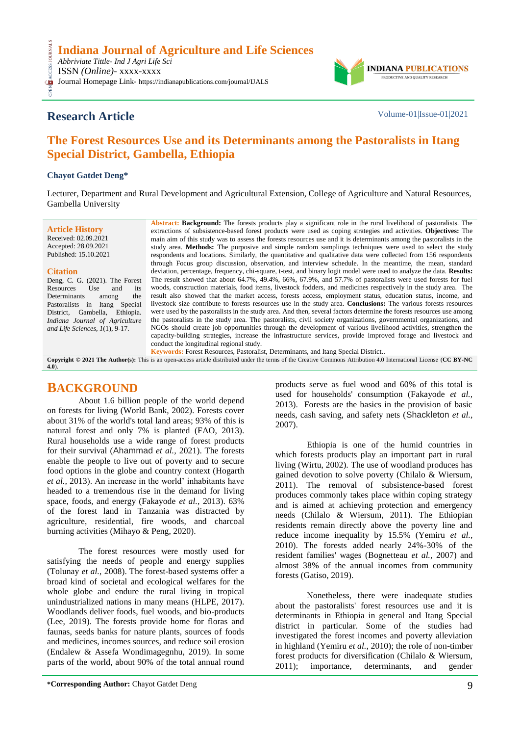# Indiana Journal of Agriculture and Life Sciences

*Abbriviate Tittle- Ind J Agri Life Sci*
ISSN *(Online)*- xxxx-xxxx
Journal Homepage Link- https://indianapublications.com/journal/IJALS

INDIANA PUBLICATIONS
PRODUCTIVE AND QUALITY RESEARCH

## Research Article

Volume-01|Issue-01|2021

# The Forest Resources Use and its Determinants among the Pastoralists in Itang Special District, Gambella, Ethiopia

**Chayot Gatdet Deng***

Lecturer, Department and Rural Development and Agricultural Extension, College of Agriculture and Natural Resources, Gambella University

**Article History**
Received: 02.09.2021
Accepted: 28.09.2021
Published: 15.10.2021

**Citation**
Deng, C. G. (2021). The Forest Resources Use and its Determinants among the Pastoralists in Itang Special District, Gambella, Ethiopia. *Indiana Journal of Agriculture and Life Sciences, 1*(1), 9-17.

**Abstract: Background:** The forests products play a significant role in the rural livelihood of pastoralists. The extractions of subsistence-based forest products were used as coping strategies and activities. **Objectives:** The main aim of this study was to assess the forests resources use and it is determinants among the pastoralists in the study area. **Methods:** The purposive and simple random samplings techniques were used to select the study respondents and locations. Similarly, the quantitative and qualitative data were collected from 156 respondents through Focus group discussion, observation, and interview schedule. In the meantime, the mean, standard deviation, percentage, frequency, chi-square, t-test, and binary logit model were used to analyze the data. **Results:** The result showed that about 64.7%, 49.4%, 66%, 67.9%, and 57.7% of pastoralists were used forests for fuel woods, construction materials, food items, livestock fodders, and medicines respectively in the study area. The result also showed that the market access, forests access, employment status, education status, income, and livestock size contribute to forests resources use in the study area. **Conclusions:** The various forests resources were used by the pastoralists in the study area. And then, several factors determine the forests resources use among the pastoralists in the study area. The pastoralists, civil society organizations, governmental organizations, and NGOs should create job opportunities through the development of various livelihood activities, strengthen the capacity-building strategies, increase the infrastructure services, provide improved forage and livestock and conduct the longitudinal regional study.

**Keywords:** Forest Resources, Pastoralist, Determinants, and Itang Special District..

**Copyright © 2021 The Author(s):** This is an open-access article distributed under the terms of the Creative Commons Attribution 4.0 International License (**CC BY-NC 4.0**).

## BACKGROUND

About 1.6 billion people of the world depend on forests for living (World Bank, 2002). Forests cover about 31% of the world's total land areas; 93% of this is natural forest and only 7% is planted (FAO, 2013). Rural households use a wide range of forest products for their survival (Ahammad *et al.,* 2021). The forests enable the people to live out of poverty and to secure food options in the globe and country context (Hogarth *et al.,* 2013). An increase in the world' inhabitants have headed to a tremendous rise in the demand for living space, foods, and energy (Fakayode *et al.,* 2013). 63% of the forest land in Tanzania was distracted by agriculture, residential, fire woods, and charcoal burning activities (Mihayo & Peng, 2020).

The forest resources were mostly used for satisfying the needs of people and energy supplies (Tolunay *et al.*, 2008). The forest-based systems offer a broad kind of societal and ecological welfares for the whole globe and endure the rural living in tropical unindustrialized nations in many means (HLPE, 2017). Woodlands deliver foods, fuel woods, and bio-products (Lee, 2019). The forests provide home for floras and faunas, seeds banks for nature plants, sources of foods and medicines, incomes sources, and reduce soil erosion (Endalew & Assefa Wondimagegnhu, 2019). In some parts of the world, about 90% of the total annual round products serve as fuel wood and 60% of this total is used for households' consumption (Fakayode *et al.,* 2013). Forests are the basics in the provision of basic needs, cash saving, and safety nets (Shackleton *et al.,* 2007).

Ethiopia is one of the humid countries in which forests products play an important part in rural living (Wirtu, 2002). The use of woodland produces has gained devotion to solve poverty (Chilalo & Wiersum, 2011). The removal of subsistence-based forest produces commonly takes place within coping strategy and is aimed at achieving protection and emergency needs (Chilalo & Wiersum, 2011). The Ethiopian residents remain directly above the poverty line and reduce income inequality by 15.5% (Yemiru *et al.,* 2010). The forests added nearly 24%-30% of the resident families' wages (Bognetteau *et al.,* 2007) and almost 38% of the annual incomes from community forests (Gatiso, 2019).

Nonetheless, there were inadequate studies about the pastoralists' forest resources use and it is determinants in Ethiopia in general and Itang Special district in particular. Some of the studies had investigated the forest incomes and poverty alleviation in highland (Yemiru *et al.,* 2010); the role of non-timber forest products for diversification (Chilalo & Wiersum, 2011); importance, determinants, and gender

**\*Corresponding Author:** Chayot Gatdet Deng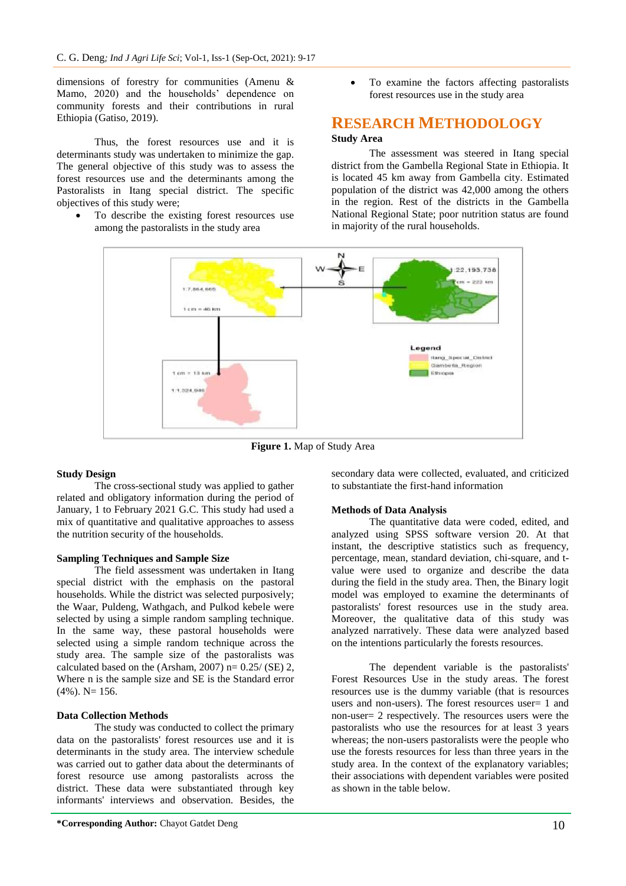dimensions of forestry for communities (Amenu & Mamo, 2020) and the households' dependence on community forests and their contributions in rural Ethiopia (Gatiso, 2019).

Thus, the forest resources use and it is determinants study was undertaken to minimize the gap. The general objective of this study was to assess the forest resources use and the determinants among the Pastoralists in Itang special district. The specific objectives of this study were;

- To describe the existing forest resources use among the pastoralists in the study area
- To examine the factors affecting pastoralists forest resources use in the study area

## RESEARCH METHODOLOGY

### Study Area

The assessment was steered in Itang special district from the Gambella Regional State in Ethiopia. It is located 45 km away from Gambella city. Estimated population of the district was 42,000 among the others in the region. Rest of the districts in the Gambella National Regional State; poor nutrition status are found in majority of the rural households.

**Figure 1.** Map of Study Area

### Study Design

The cross-sectional study was applied to gather related and obligatory information during the period of January, 1 to February 2021 G.C. This study had used a mix of quantitative and qualitative approaches to assess the nutrition security of the households.

### Sampling Techniques and Sample Size

The field assessment was undertaken in Itang special district with the emphasis on the pastoral households. While the district was selected purposively; the Waar, Puldeng, Wathgach, and Pulkod kebele were selected by using a simple random sampling technique. In the same way, these pastoral households were selected using a simple random technique across the study area. The sample size of the pastoralists was calculated based on the (Arsham, 2007) n= 0.25/ (SE) 2, Where n is the sample size and SE is the Standard error (4%). N= 156.

### Data Collection Methods

The study was conducted to collect the primary data on the pastoralists' forest resources use and it is determinants in the study area. The interview schedule was carried out to gather data about the determinants of forest resource use among pastoralists across the district. These data were substantiated through key informants' interviews and observation. Besides, the secondary data were collected, evaluated, and criticized to substantiate the first-hand information

### Methods of Data Analysis

The quantitative data were coded, edited, and analyzed using SPSS software version 20. At that instant, the descriptive statistics such as frequency, percentage, mean, standard deviation, chi-square, and t-value were used to organize and describe the data during the field in the study area. Then, the Binary logit model was employed to examine the determinants of pastoralists' forest resources use in the study area. Moreover, the qualitative data of this study was analyzed narratively. These data were analyzed based on the intentions particularly the forests resources.

The dependent variable is the pastoralists' Forest Resources Use in the study areas. The forest resources use is the dummy variable (that is resources users and non-users). The forest resources user= 1 and non-user= 2 respectively. The resources users were the pastoralists who use the resources for at least 3 years whereas; the non-users pastoralists were the people who use the forests resources for less than three years in the study area. In the context of the explanatory variables; their associations with dependent variables were posited as shown in the table below.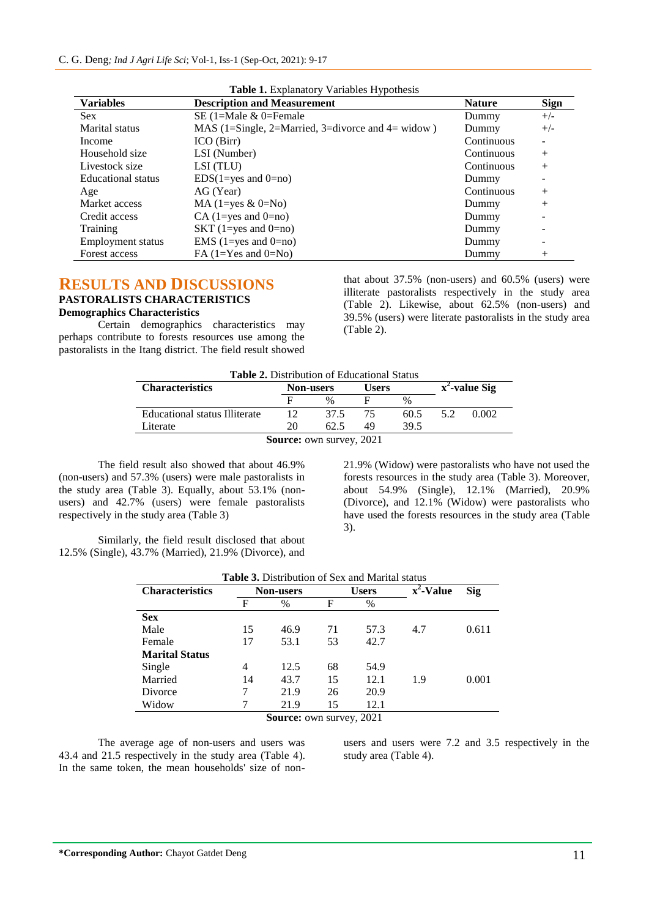**Table 1.** Explanatory Variables Hypothesis

| Variables | Description and Measurement | Nature | Sign |
|---|---|---|---|
| Sex | SE (1=Male & 0=Female | Dummy | +/- |
| Marital status | MAS (1=Single, 2=Married, 3=divorce and 4= widow ) | Dummy | +/- |
| Income | ICO (Birr) | Continuous | - |
| Household size | LSI (Number) | Continuous | + |
| Livestock size | LSI (TLU) | Continuous | + |
| Educational status | EDS(1=yes and 0=no) | Dummy | - |
| Age | AG (Year) | Continuous | + |
| Market access | MA (1=yes & 0=No) | Dummy | + |
| Credit access | CA (1=yes and 0=no) | Dummy | - |
| Training | SKT (1=yes and 0=no) | Dummy | - |
| Employment status | EMS (1=yes and 0=no) | Dummy | - |
| Forest access | FA (1=Yes and 0=No) | Dummy | + |

# RESULTS AND DISCUSSIONS

## PASTORALISTS CHARACTERISTICS

### Demographics Characteristics

Certain demographics characteristics may perhaps contribute to forests resources use among the pastoralists in the Itang district. The field result showed that about 37.5% (non-users) and 60.5% (users) were illiterate pastoralists respectively in the study area (Table 2). Likewise, about 62.5% (non-users) and 39.5% (users) were literate pastoralists in the study area (Table 2).

**Table 2.** Distribution of Educational Status

| Characteristics | Non-users | | Users | | $x^2$-value | Sig |
|---|---|---|---|---|---|---|
| | F | % | F | % | | |
| Educational status Illiterate | 12 | 37.5 | 75 | 60.5 | 5.2 | 0.002 |
| Literate | 20 | 62.5 | 49 | 39.5 | | |

**Source:** own survey, 2021

The field result also showed that about 46.9% (non-users) and 57.3% (users) were male pastoralists in the study area (Table 3). Equally, about 53.1% (non-users) and 42.7% (users) were female pastoralists respectively in the study area (Table 3)

Similarly, the field result disclosed that about 12.5% (Single), 43.7% (Married), 21.9% (Divorce), and 21.9% (Widow) were pastoralists who have not used the forests resources in the study area (Table 3). Moreover, about 54.9% (Single), 12.1% (Married), 20.9% (Divorce), and 12.1% (Widow) were pastoralists who have used the forests resources in the study area (Table 3).

**Table 3.** Distribution of Sex and Marital status

| Characteristics | Non-users | | Users | | $x^2$-Value | Sig |
|---|---|---|---|---|---|---|
| | F | % | F | % | | |
| **Sex** | | | | | | |
| Male | 15 | 46.9 | 71 | 57.3 | 4.7 | 0.611 |
| Female | 17 | 53.1 | 53 | 42.7 | | |
| **Marital Status** | | | | | | |
| Single | 4 | 12.5 | 68 | 54.9 | | |
| Married | 14 | 43.7 | 15 | 12.1 | 1.9 | 0.001 |
| Divorce | 7 | 21.9 | 26 | 20.9 | | |
| Widow | 7 | 21.9 | 15 | 12.1 | | |

**Source:** own survey, 2021

The average age of non-users and users was 43.4 and 21.5 respectively in the study area (Table 4). In the same token, the mean households' size of non-users and users were 7.2 and 3.5 respectively in the study area (Table 4).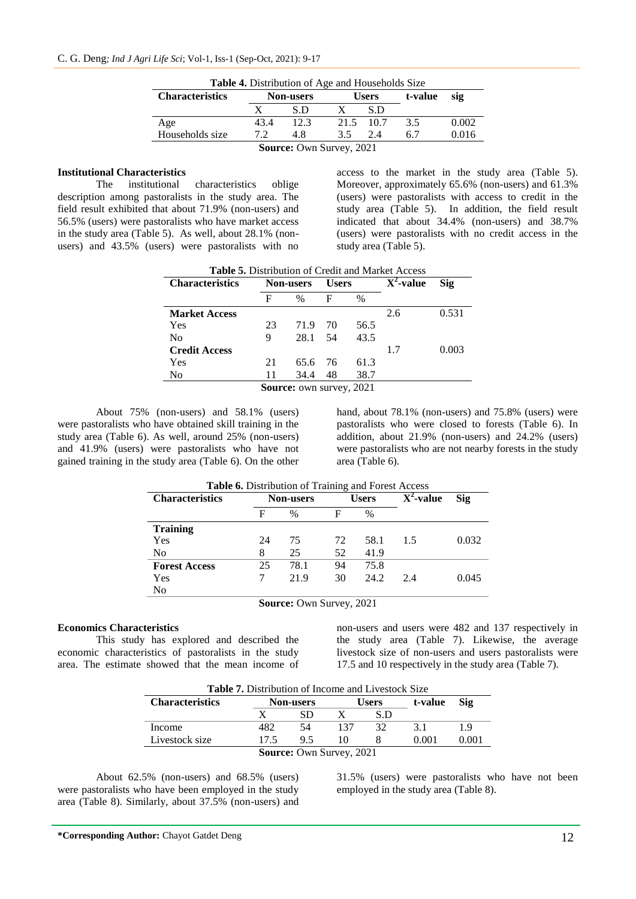**Table 4.** Distribution of Age and Households Size

| Characteristics | Non-users | | Users | | t-value | sig |
|---|---|---|---|---|---|---|
| | X | S.D | X | S.D | | |
| Age | 43.4 | 12.3 | 21.5 | 10.7 | 3.5 | 0.002 |
| Households size | 7.2 | 4.8 | 3.5 | 2.4 | 6.7 | 0.016 |

**Source:** Own Survey, 2021

**Institutional Characteristics**

The institutional characteristics oblige description among pastoralists in the study area. The field result exhibited that about 71.9% (non-users) and 56.5% (users) were pastoralists who have market access in the study area (Table 5). As well, about 28.1% (non-users) and 43.5% (users) were pastoralists with no access to the market in the study area (Table 5). Moreover, approximately 65.6% (non-users) and 61.3% (users) were pastoralists with access to credit in the study area (Table 5). In addition, the field result indicated that about 34.4% (non-users) and 38.7% (users) were pastoralists with no credit access in the study area (Table 5).

**Table 5.** Distribution of Credit and Market Access

| Characteristics | Non-users | | Users | | $X^2$-value | Sig |
|---|---|---|---|---|---|---|
| | F | % | F | % | | |
| **Market Access** | | | | | 2.6 | 0.531 |
| Yes | 23 | 71.9 | 70 | 56.5 | | |
| No | 9 | 28.1 | 54 | 43.5 | | |
| **Credit Access** | | | | | 1.7 | 0.003 |
| Yes | 21 | 65.6 | 76 | 61.3 | | |
| No | 11 | 34.4 | 48 | 38.7 | | |

**Source:** own survey, 2021

About 75% (non-users) and 58.1% (users) were pastoralists who have obtained skill training in the study area (Table 6). As well, around 25% (non-users) and 41.9% (users) were pastoralists who have not gained training in the study area (Table 6). On the other hand, about 78.1% (non-users) and 75.8% (users) were pastoralists who were closed to forests (Table 6). In addition, about 21.9% (non-users) and 24.2% (users) were pastoralists who are not nearby forests in the study area (Table 6).

**Table 6.** Distribution of Training and Forest Access

| Characteristics | Non-users | | Users | | $X^2$-value | Sig |
|---|---|---|---|---|---|---|
| | F | % | F | % | | |
| **Training** | | | | | | |
| Yes | 24 | 75 | 72 | 58.1 | 1.5 | 0.032 |
| No | 8 | 25 | 52 | 41.9 | | |
| **Forest Access** | 25 | 78.1 | 94 | 75.8 | | |
| Yes | 7 | 21.9 | 30 | 24.2 | 2.4 | 0.045 |
| No | | | | | | |

**Source:** Own Survey, 2021

**Economics Characteristics**

This study has explored and described the economic characteristics of pastoralists in the study area. The estimate showed that the mean income of non-users and users were 482 and 137 respectively in the study area (Table 7). Likewise, the average livestock size of non-users and users pastoralists were 17.5 and 10 respectively in the study area (Table 7).

**Table 7.** Distribution of Income and Livestock Size

| Characteristics | Non-users | | Users | | t-value | Sig |
|---|---|---|---|---|---|---|
| | X | SD | X | S.D | | |
| Income | 482 | 54 | 137 | 32 | 3.1 | 1.9 |
| Livestock size | 17.5 | 9.5 | 10 | 8 | 0.001 | 0.001 |

**Source:** Own Survey, 2021

About 62.5% (non-users) and 68.5% (users) were pastoralists who have been employed in the study area (Table 8). Similarly, about 37.5% (non-users) and 31.5% (users) were pastoralists who have not been employed in the study area (Table 8).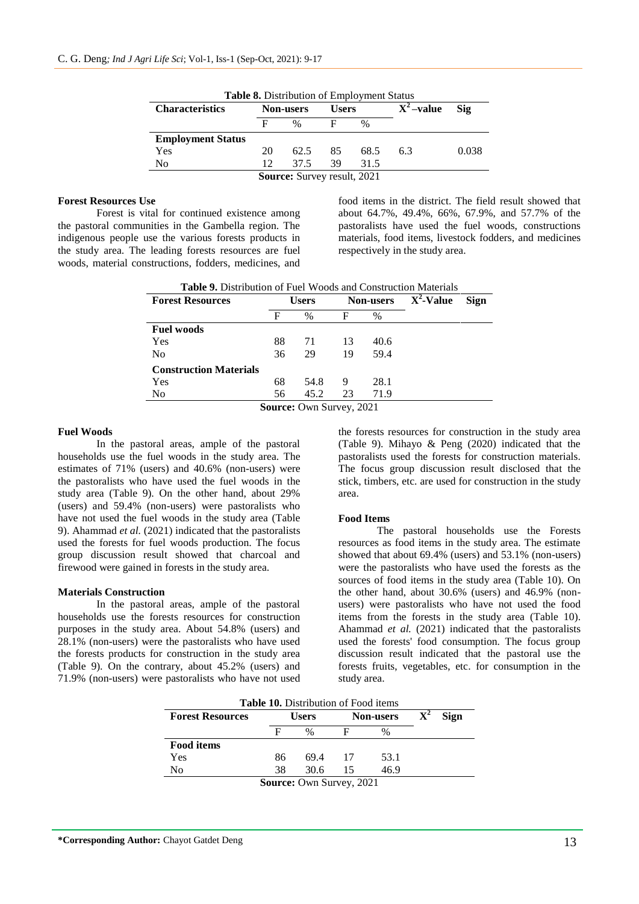**Table 8.** Distribution of Employment Status

| Characteristics | Non-users | | Users | | $X^2$–value | Sig |
|---|---|---|---|---|---|---|
| | F | % | F | % | | |
| **Employment Status** | | | | | | |
| Yes | 20 | 62.5 | 85 | 68.5 | 6.3 | 0.038 |
| No | 12 | 37.5 | 39 | 31.5 | | |

**Source:** Survey result, 2021

### Forest Resources Use

Forest is vital for continued existence among the pastoral communities in the Gambella region. The indigenous people use the various forests products in the study area. The leading forests resources are fuel woods, material constructions, fodders, medicines, and food items in the district. The field result showed that about 64.7%, 49.4%, 66%, 67.9%, and 57.7% of the pastoralists have used the fuel woods, constructions materials, food items, livestock fodders, and medicines respectively in the study area.

**Table 9.** Distribution of Fuel Woods and Construction Materials

| Forest Resources | Users | | Non-users | | $X^2$-Value | Sign |
|---|---|---|---|---|---|---|
| | F | % | F | % | | |
| **Fuel woods** | | | | | | |
| Yes | 88 | 71 | 13 | 40.6 | | |
| No | 36 | 29 | 19 | 59.4 | | |
| **Construction Materials** | | | | | | |
| Yes | 68 | 54.8 | 9 | 28.1 | | |
| No | 56 | 45.2 | 23 | 71.9 | | |

**Source:** Own Survey, 2021

### Fuel Woods

In the pastoral areas, ample of the pastoral households use the fuel woods in the study area. The estimates of 71% (users) and 40.6% (non-users) were the pastoralists who have used the fuel woods in the study area (Table 9). On the other hand, about 29% (users) and 59.4% (non-users) were pastoralists who have not used the fuel woods in the study area (Table 9). Ahammad *et al.* (2021) indicated that the pastoralists used the forests for fuel woods production. The focus group discussion result showed that charcoal and firewood were gained in forests in the study area.

### Materials Construction

In the pastoral areas, ample of the pastoral households use the forests resources for construction purposes in the study area. About 54.8% (users) and 28.1% (non-users) were the pastoralists who have used the forests products for construction in the study area (Table 9). On the contrary, about 45.2% (users) and 71.9% (non-users) were pastoralists who have not used the forests resources for construction in the study area (Table 9). Mihayo & Peng (2020) indicated that the pastoralists used the forests for construction materials. The focus group discussion result disclosed that the stick, timbers, etc. are used for construction in the study area.

### Food Items

The pastoral households use the Forests resources as food items in the study area. The estimate showed that about 69.4% (users) and 53.1% (non-users) were the pastoralists who have used the forests as the sources of food items in the study area (Table 10). On the other hand, about 30.6% (users) and 46.9% (non-users) were pastoralists who have not used the food items from the forests in the study area (Table 10). Ahammad *et al.* (2021) indicated that the pastoralists used the forests' food consumption. The focus group discussion result indicated that the pastoral use the forests fruits, vegetables, etc. for consumption in the study area.

**Table 10.** Distribution of Food items

| Forest Resources | Users | | Non-users | | $X^2$ | Sign |
|---|---|---|---|---|---|---|
| | F | % | F | % | | |
| **Food items** | | | | | | |
| Yes | 86 | 69.4 | 17 | 53.1 | | |
| No | 38 | 30.6 | 15 | 46.9 | | |

**Source:** Own Survey, 2021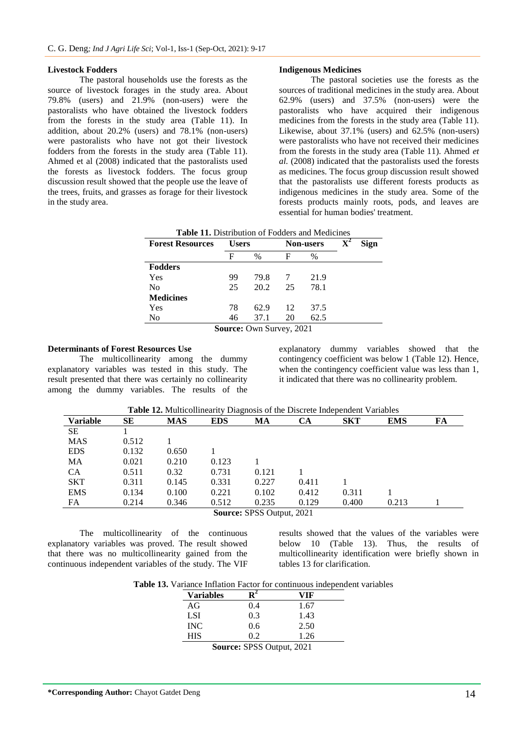**Livestock Fodders**

The pastoral households use the forests as the source of livestock forages in the study area. About 79.8% (users) and 21.9% (non-users) were the pastoralists who have obtained the livestock fodders from the forests in the study area (Table 11). In addition, about 20.2% (users) and 78.1% (non-users) were pastoralists who have not got their livestock fodders from the forests in the study area (Table 11). Ahmed et al (2008) indicated that the pastoralists used the forests as livestock fodders. The focus group discussion result showed that the people use the leave of the trees, fruits, and grasses as forage for their livestock in the study area.

**Indigenous Medicines**

The pastoral societies use the forests as the sources of traditional medicines in the study area. About 62.9% (users) and 37.5% (non-users) were the pastoralists who have acquired their indigenous medicines from the forests in the study area (Table 11). Likewise, about 37.1% (users) and 62.5% (non-users) were pastoralists who have not received their medicines from the forests in the study area (Table 11). Ahmed *et al.* (2008) indicated that the pastoralists used the forests as medicines. The focus group discussion result showed that the pastoralists use different forests products as indigenous medicines in the study area. Some of the forests products mainly roots, pods, and leaves are essential for human bodies' treatment.

**Table 11.** Distribution of Fodders and Medicines

| Forest Resources | Users | | Non-users | | $X^2$ | Sign |
|---|---|---|---|---|---|---|
| | F | % | F | % | | |
| **Fodders** | | | | | | |
| Yes | 99 | 79.8 | 7 | 21.9 | | |
| No | 25 | 20.2 | 25 | 78.1 | | |
| **Medicines** | | | | | | |
| Yes | 78 | 62.9 | 12 | 37.5 | | |
| No | 46 | 37.1 | 20 | 62.5 | | |

**Source:** Own Survey, 2021

**Determinants of Forest Resources Use**

The multicollinearity among the dummy explanatory variables was tested in this study. The result presented that there was certainly no collinearity among the dummy variables. The results of the explanatory dummy variables showed that the contingency coefficient was below 1 (Table 12). Hence, when the contingency coefficient value was less than 1, it indicated that there was no collinearity problem.

**Table 12.** Multicollinearity Diagnosis of the Discrete Independent Variables

| Variable | SE | MAS | EDS | MA | CA | SKT | EMS | FA |
|---|---|---|---|---|---|---|---|---|
| SE | 1 | | | | | | | |
| MAS | 0.512 | 1 | | | | | | |
| EDS | 0.132 | 0.650 | 1 | | | | | |
| MA | 0.021 | 0.210 | 0.123 | 1 | | | | |
| CA | 0.511 | 0.32 | 0.731 | 0.121 | 1 | | | |
| SKT | 0.311 | 0.145 | 0.331 | 0.227 | 0.411 | 1 | | |
| EMS | 0.134 | 0.100 | 0.221 | 0.102 | 0.412 | 0.311 | 1 | |
| FA | 0.214 | 0.346 | 0.512 | 0.235 | 0.129 | 0.400 | 0.213 | 1 |

**Source:** SPSS Output, 2021

The multicollinearity of the continuous explanatory variables was proved. The result showed that there was no multicollinearity gained from the continuous independent variables of the study. The VIF results showed that the values of the variables were below 10 (Table 13). Thus, the results of multicollinearity identification were briefly shown in tables 13 for clarification.

**Table 13.** Variance Inflation Factor for continuous independent variables

| Variables | $R^2$ | VIF |
|---|---|---|
| AG | 0.4 | 1.67 |
| LSI | 0.3 | 1.43 |
| INC | 0.6 | 2.50 |
| HIS | 0.2 | 1.26 |

**Source:** SPSS Output, 2021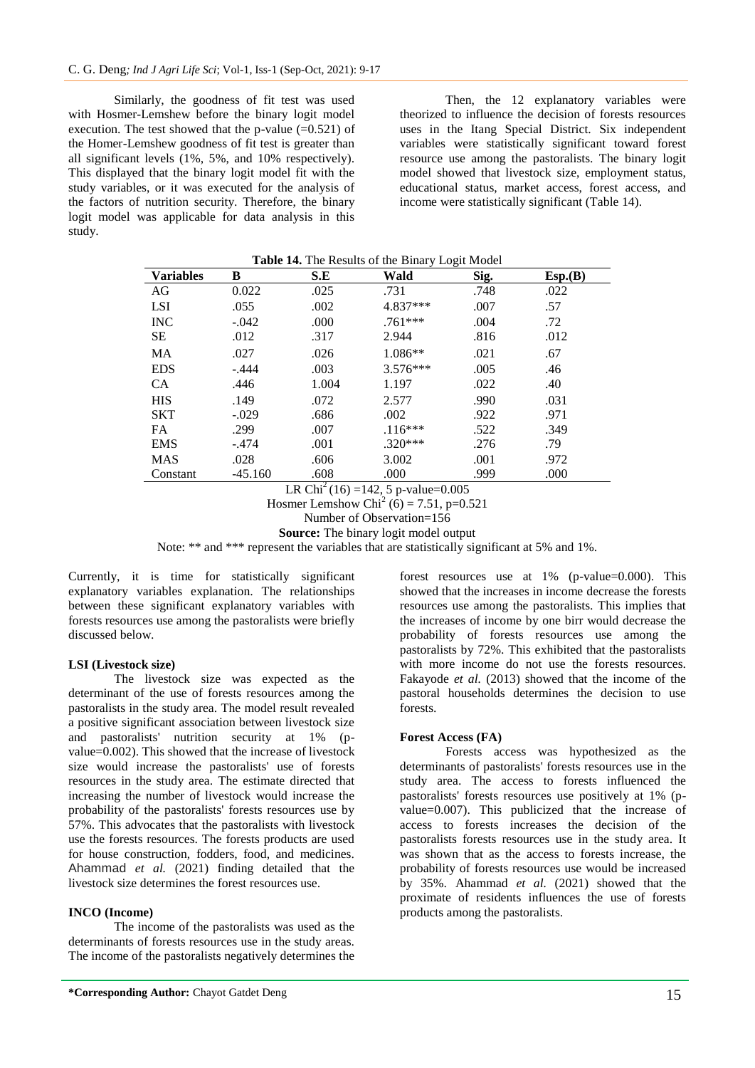Similarly, the goodness of fit test was used with Hosmer-Lemshew before the binary logit model execution. The test showed that the p-value (=0.521) of the Homer-Lemshew goodness of fit test is greater than all significant levels (1%, 5%, and 10% respectively). This displayed that the binary logit model fit with the study variables, or it was executed for the analysis of the factors of nutrition security. Therefore, the binary logit model was applicable for data analysis in this study.

Then, the 12 explanatory variables were theorized to influence the decision of forests resources uses in the Itang Special District. Six independent variables were statistically significant toward forest resource use among the pastoralists. The binary logit model showed that livestock size, employment status, educational status, market access, forest access, and income were statistically significant (Table 14).

**Table 14.** The Results of the Binary Logit Model

| Variables | B | S.E | Wald | Sig. | Esp.(B) |
|---|---|---|---|---|---|
| AG | 0.022 | .025 | .731 | .748 | .022 |
| LSI | .055 | .002 | 4.837*** | .007 | .57 |
| INC | -.042 | .000 | .761*** | .004 | .72 |
| SE | .012 | .317 | 2.944 | .816 | .012 |
| MA | .027 | .026 | 1.086** | .021 | .67 |
| EDS | -.444 | .003 | 3.576*** | .005 | .46 |
| CA | .446 | 1.004 | 1.197 | .022 | .40 |
| HIS | .149 | .072 | 2.577 | .990 | .031 |
| SKT | -.029 | .686 | .002 | .922 | .971 |
| FA | .299 | .007 | .116*** | .522 | .349 |
| EMS | -.474 | .001 | .320*** | .276 | .79 |
| MAS | .028 | .606 | 3.002 | .001 | .972 |
| Constant | -45.160 | .608 | .000 | .999 | .000 |

LR $Chi^2$ (16) =142, 5 p-value=0.005

Hosmer Lemshow $Chi^2$ (6) = 7.51, p=0.521

Number of Observation=156

**Source:** The binary logit model output

Note: ** and *** represent the variables that are statistically significant at 5% and 1%.

Currently, it is time for statistically significant explanatory variables explanation. The relationships between these significant explanatory variables with forests resources use among the pastoralists were briefly discussed below.

#### LSI (Livestock size)

The livestock size was expected as the determinant of the use of forests resources among the pastoralists in the study area. The model result revealed a positive significant association between livestock size and pastoralists' nutrition security at 1% (p-value=0.002). This showed that the increase of livestock size would increase the pastoralists' use of forests resources in the study area. The estimate directed that increasing the number of livestock would increase the probability of the pastoralists' forests resources use by 57%. This advocates that the pastoralists with livestock use the forests resources. The forests products are used for house construction, fodders, food, and medicines. Ahammad *et al.* (2021) finding detailed that the livestock size determines the forest resources use.

#### INCO (Income)

The income of the pastoralists was used as the determinants of forests resources use in the study areas. The income of the pastoralists negatively determines the forest resources use at 1% (p-value=0.000). This showed that the increases in income decrease the forests resources use among the pastoralists. This implies that the increases of income by one birr would decrease the probability of forests resources use among the pastoralists by 72%. This exhibited that the pastoralists with more income do not use the forests resources. Fakayode *et al.* (2013) showed that the income of the pastoral households determines the decision to use forests.

#### Forest Access (FA)

Forests access was hypothesized as the determinants of pastoralists' forests resources use in the study area. The access to forests influenced the pastoralists' forests resources use positively at 1% (p-value=0.007). This publicized that the increase of access to forests increases the decision of the pastoralists forests resources use in the study area. It was shown that as the access to forests increase, the probability of forests resources use would be increased by 35%. Ahammad *et al.* (2021) showed that the proximate of residents influences the use of forests products among the pastoralists.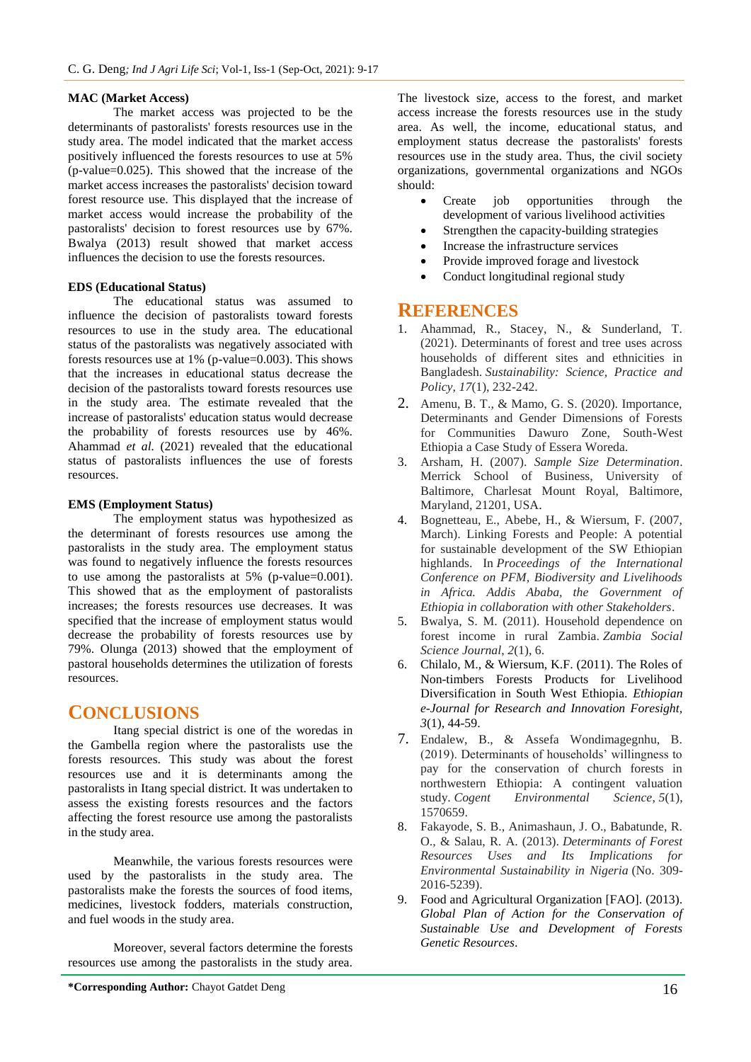**MAC (Market Access)**

The market access was projected to be the determinants of pastoralists' forests resources use in the study area. The model indicated that the market access positively influenced the forests resources to use at 5% (p-value=0.025). This showed that the increase of the market access increases the pastoralists' decision toward forest resource use. This displayed that the increase of market access would increase the probability of the pastoralists' decision to forest resources use by 67%. Bwalya (2013) result showed that market access influences the decision to use the forests resources.

**EDS (Educational Status)**

The educational status was assumed to influence the decision of pastoralists toward forests resources to use in the study area. The educational status of the pastoralists was negatively associated with forests resources use at 1% (p-value=0.003). This shows that the increases in educational status decrease the decision of the pastoralists toward forests resources use in the study area. The estimate revealed that the increase of pastoralists' education status would decrease the probability of forests resources use by 46%. Ahammad *et al.* (2021) revealed that the educational status of pastoralists influences the use of forests resources.

**EMS (Employment Status)**

The employment status was hypothesized as the determinant of forests resources use among the pastoralists in the study area. The employment status was found to negatively influence the forests resources to use among the pastoralists at 5% (p-value=0.001). This showed that as the employment of pastoralists increases; the forests resources use decreases. It was specified that the increase of employment status would decrease the probability of forests resources use by 79%. Olunga (2013) showed that the employment of pastoral households determines the utilization of forests resources.

## CONCLUSIONS

Itang special district is one of the woredas in the Gambella region where the pastoralists use the forests resources. This study was about the forest resources use and it is determinants among the pastoralists in Itang special district. It was undertaken to assess the existing forests resources and the factors affecting the forest resource use among the pastoralists in the study area.

Meanwhile, the various forests resources were used by the pastoralists in the study area. The pastoralists make the forests the sources of food items, medicines, livestock fodders, materials construction, and fuel woods in the study area.

Moreover, several factors determine the forests resources use among the pastoralists in the study area. The livestock size, access to the forest, and market access increase the forests resources use in the study area. As well, the income, educational status, and employment status decrease the pastoralists' forests resources use in the study area. Thus, the civil society organizations, governmental organizations and NGOs should:

- Create job opportunities through the development of various livelihood activities
- Strengthen the capacity-building strategies
- Increase the infrastructure services
- Provide improved forage and livestock
- Conduct longitudinal regional study

## REFERENCES

1. Ahammad, R., Stacey, N., & Sunderland, T. (2021). Determinants of forest and tree uses across households of different sites and ethnicities in Bangladesh. *Sustainability: Science, Practice and Policy*, *17*(1), 232-242.
2. Amenu, B. T., & Mamo, G. S. (2020). Importance, Determinants and Gender Dimensions of Forests for Communities Dawuro Zone, South-West Ethiopia a Case Study of Essera Woreda.
3. Arsham, H. (2007). *Sample Size Determination*. Merrick School of Business, University of Baltimore, Charlesat Mount Royal, Baltimore, Maryland, 21201, USA.
4. Bognetteau, E., Abebe, H., & Wiersum, F. (2007, March). Linking Forests and People: A potential for sustainable development of the SW Ethiopian highlands. In *Proceedings of the International Conference on PFM, Biodiversity and Livelihoods in Africa. Addis Ababa, the Government of Ethiopia in collaboration with other Stakeholders*.
5. Bwalya, S. M. (2011). Household dependence on forest income in rural Zambia. *Zambia Social Science Journal*, *2*(1), 6.
6. Chilalo, M., & Wiersum, K.F. (2011). The Roles of Non-timbers Forests Products for Livelihood Diversification in South West Ethiopia. *Ethiopian e-Journal for Research and Innovation Foresight*, *3*(1), 44-59.
7. Endalew, B., & Assefa Wondimagegnhu, B. (2019). Determinants of households' willingness to pay for the conservation of church forests in northwestern Ethiopia: A contingent valuation study. *Cogent Environmental Science*, *5*(1), 1570659.
8. Fakayode, S. B., Animashaun, J. O., Babatunde, R. O., & Salau, R. A. (2013). *Determinants of Forest Resources Uses and Its Implications for Environmental Sustainability in Nigeria* (No. 309-2016-5239).
9. Food and Agricultural Organization [FAO]. (2013). *Global Plan of Action for the Conservation of Sustainable Use and Development of Forests Genetic Resources*.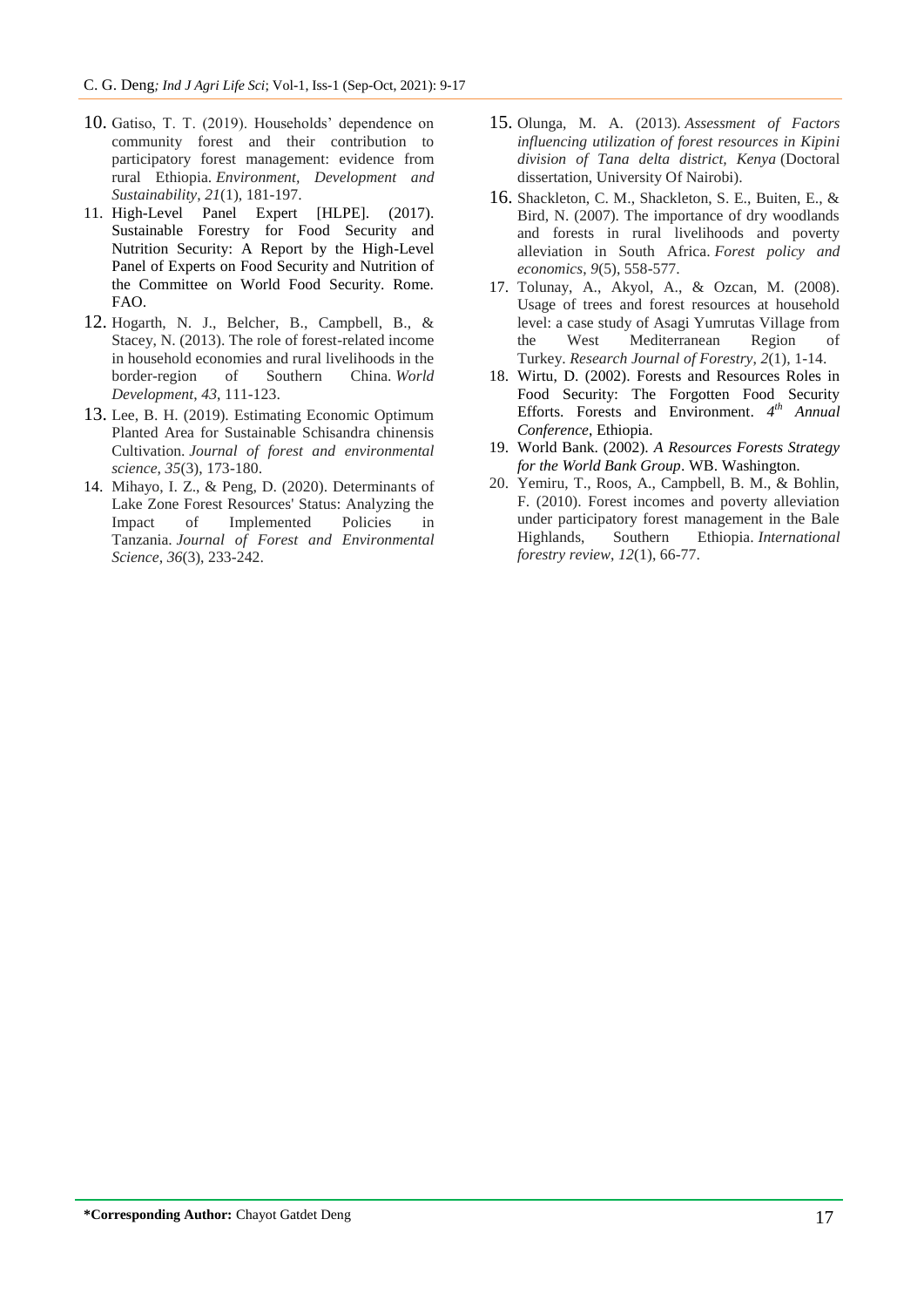10. Gatiso, T. T. (2019). Households' dependence on community forest and their contribution to participatory forest management: evidence from rural Ethiopia. *Environment, Development and Sustainability*, *21*(1), 181-197.
11. High-Level Panel Expert [HLPE]. (2017). Sustainable Forestry for Food Security and Nutrition Security: A Report by the High-Level Panel of Experts on Food Security and Nutrition of the Committee on World Food Security. Rome. FAO.
12. Hogarth, N. J., Belcher, B., Campbell, B., & Stacey, N. (2013). The role of forest-related income in household economies and rural livelihoods in the border-region of Southern China. *World Development*, *43*, 111-123.
13. Lee, B. H. (2019). Estimating Economic Optimum Planted Area for Sustainable Schisandra chinensis Cultivation. *Journal of forest and environmental science*, *35*(3), 173-180.
14. Mihayo, I. Z., & Peng, D. (2020). Determinants of Lake Zone Forest Resources' Status: Analyzing the Impact of Implemented Policies in Tanzania. *Journal of Forest and Environmental Science*, *36*(3), 233-242.
15. Olunga, M. A. (2013). *Assessment of Factors influencing utilization of forest resources in Kipini division of Tana delta district, Kenya* (Doctoral dissertation, University Of Nairobi).
16. Shackleton, C. M., Shackleton, S. E., Buiten, E., & Bird, N. (2007). The importance of dry woodlands and forests in rural livelihoods and poverty alleviation in South Africa. *Forest policy and economics*, *9*(5), 558-577.
17. Tolunay, A., Akyol, A., & Ozcan, M. (2008). Usage of trees and forest resources at household level: a case study of Asagi Yumrutas Village from the West Mediterranean Region of Turkey. *Research Journal of Forestry*, *2*(1), 1-14.
18. Wirtu, D. (2002). Forests and Resources Roles in Food Security: The Forgotten Food Security Efforts. Forests and Environment. *4th Annual Conference*, Ethiopia.
19. World Bank. (2002). *A Resources Forests Strategy for the World Bank Group*. WB. Washington.
20. Yemiru, T., Roos, A., Campbell, B. M., & Bohlin, F. (2010). Forest incomes and poverty alleviation under participatory forest management in the Bale Highlands, Southern Ethiopia. *International forestry review*, *12*(1), 66-77.

**\*Corresponding Author:** Chayot Gatdet Deng